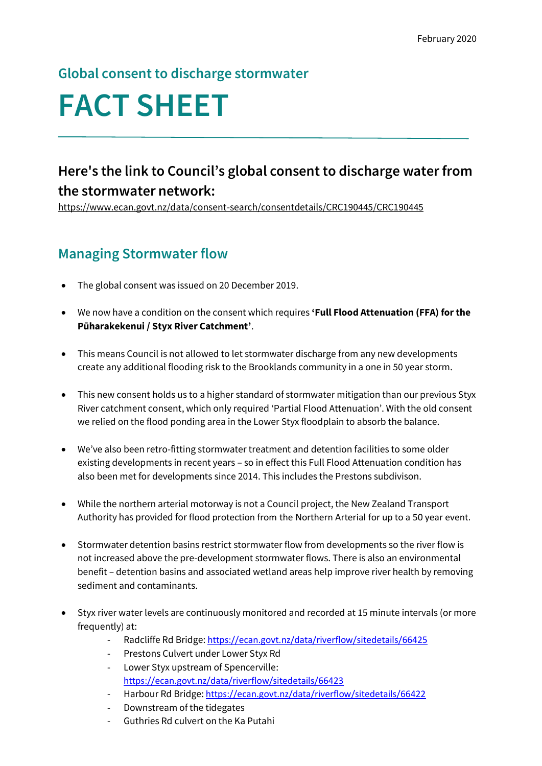February 2020

## Global consent to discharge stormwater

# FACT SHEET

## Here's the link to Council's global consent to discharge water from the stormwater network:

https://www.ecan.govt.nz/data/consent-search/consentdetails/CRC190445/CRC190445

## Managing Stormwater flow

- The global consent was issued on 20 December 2019.
- We now have a condition on the consent which requires **'Full Flood Attenuation (FFA) for the Pūharakekenui / Styx River Catchment'**.
- This means Council is not allowed to let stormwater discharge from any new developments create any additional flooding risk to the Brooklands community in a one in 50 year storm.
- This new consent holds us to a higher standard of stormwater mitigation than our previous Styx River catchment consent, which only required 'Partial Flood Attenuation'. With the old consent we relied on the flood ponding area in the Lower Styx floodplain to absorb the balance.
- We've also been retro-fitting stormwater treatment and detention facilities to some older existing developments in recent years – so in effect this Full Flood Attenuation condition has also been met for developments since 2014. This includes the Prestons subdivison.
- While the northern arterial motorway is not a Council project, the New Zealand Transport Authority has provided for flood protection from the Northern Arterial for up to a 50 year event.
- Stormwater detention basins restrict stormwater flow from developments so the river flow is not increased above the pre-development stormwater flows. There is also an environmental benefit – detention basins and associated wetland areas help improve river health by removing sediment and contaminants.
- Styx river water levels are continuously monitored and recorded at 15 minute intervals (or more frequently) at:
  - Radcliffe Rd Bridge: https://ecan.govt.nz/data/riverflow/sitedetails/66425
  - Prestons Culvert under Lower Styx Rd
  - Lower Styx upstream of Spencerville: https://ecan.govt.nz/data/riverflow/sitedetails/66423
  - Harbour Rd Bridge: https://ecan.govt.nz/data/riverflow/sitedetails/66422
  - Downstream of the tidegates
  - Guthries Rd culvert on the Ka Putahi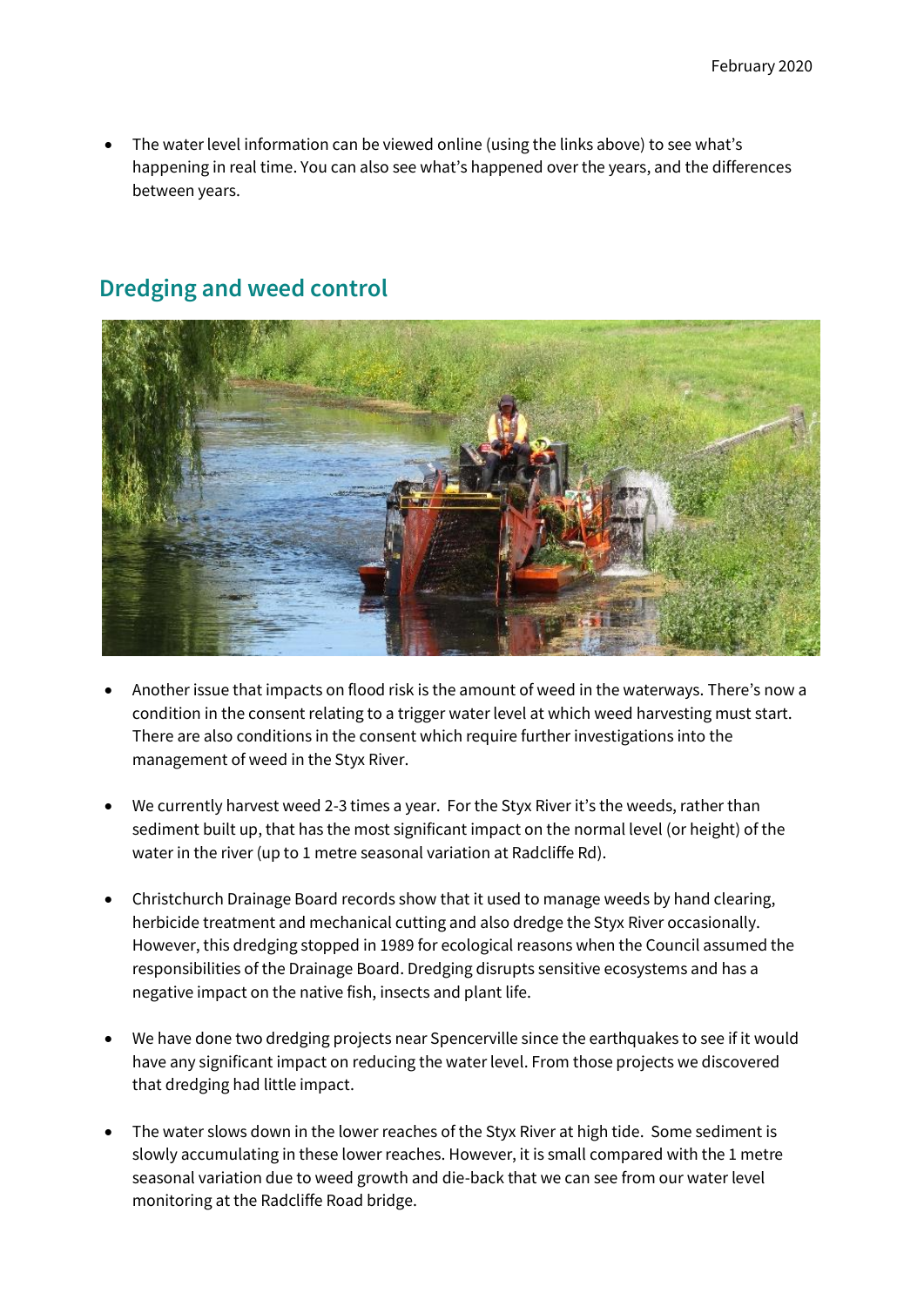- The water level information can be viewed online (using the links above) to see what's happening in real time. You can also see what's happened over the years, and the differences between years.

## Dredging and weed control

- Another issue that impacts on flood risk is the amount of weed in the waterways. There's now a condition in the consent relating to a trigger water level at which weed harvesting must start. There are also conditions in the consent which require further investigations into the management of weed in the Styx River.

- We currently harvest weed 2-3 times a year. For the Styx River it's the weeds, rather than sediment built up, that has the most significant impact on the normal level (or height) of the water in the river (up to 1 metre seasonal variation at Radcliffe Rd).

- Christchurch Drainage Board records show that it used to manage weeds by hand clearing, herbicide treatment and mechanical cutting and also dredge the Styx River occasionally. However, this dredging stopped in 1989 for ecological reasons when the Council assumed the responsibilities of the Drainage Board. Dredging disrupts sensitive ecosystems and has a negative impact on the native fish, insects and plant life.

- We have done two dredging projects near Spencerville since the earthquakes to see if it would have any significant impact on reducing the water level. From those projects we discovered that dredging had little impact.

- The water slows down in the lower reaches of the Styx River at high tide. Some sediment is slowly accumulating in these lower reaches. However, it is small compared with the 1 metre seasonal variation due to weed growth and die-back that we can see from our water level monitoring at the Radcliffe Road bridge.